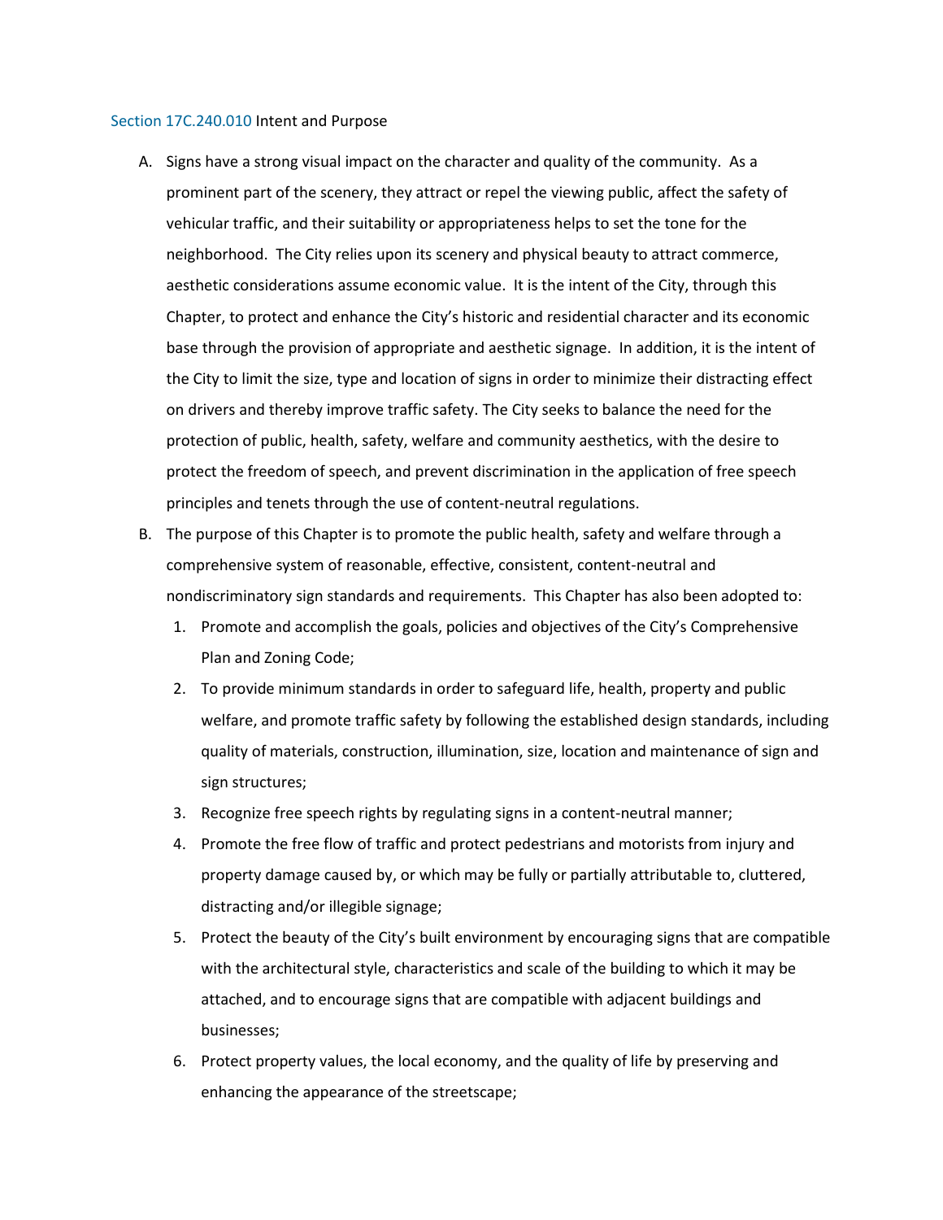## Section 17C.240.010 Intent and Purpose

A. Signs have a strong visual impact on the character and quality of the community. As a prominent part of the scenery, they attract or repel the viewing public, affect the safety of vehicular traffic, and their suitability or appropriateness helps to set the tone for the neighborhood. The City relies upon its scenery and physical beauty to attract commerce, aesthetic considerations assume economic value. It is the intent of the City, through this Chapter, to protect and enhance the City's historic and residential character and its economic base through the provision of appropriate and aesthetic signage. In addition, it is the intent of the City to limit the size, type and location of signs in order to minimize their distracting effect on drivers and thereby improve traffic safety. The City seeks to balance the need for the protection of public, health, safety, welfare and community aesthetics, with the desire to protect the freedom of speech, and prevent discrimination in the application of free speech principles and tenets through the use of content-neutral regulations.

B. The purpose of this Chapter is to promote the public health, safety and welfare through a comprehensive system of reasonable, effective, consistent, content-neutral and nondiscriminatory sign standards and requirements. This Chapter has also been adopted to:

   1. Promote and accomplish the goals, policies and objectives of the City's Comprehensive Plan and Zoning Code;
   2. To provide minimum standards in order to safeguard life, health, property and public welfare, and promote traffic safety by following the established design standards, including quality of materials, construction, illumination, size, location and maintenance of sign and sign structures;
   3. Recognize free speech rights by regulating signs in a content-neutral manner;
   4. Promote the free flow of traffic and protect pedestrians and motorists from injury and property damage caused by, or which may be fully or partially attributable to, cluttered, distracting and/or illegible signage;
   5. Protect the beauty of the City's built environment by encouraging signs that are compatible with the architectural style, characteristics and scale of the building to which it may be attached, and to encourage signs that are compatible with adjacent buildings and businesses;
   6. Protect property values, the local economy, and the quality of life by preserving and enhancing the appearance of the streetscape;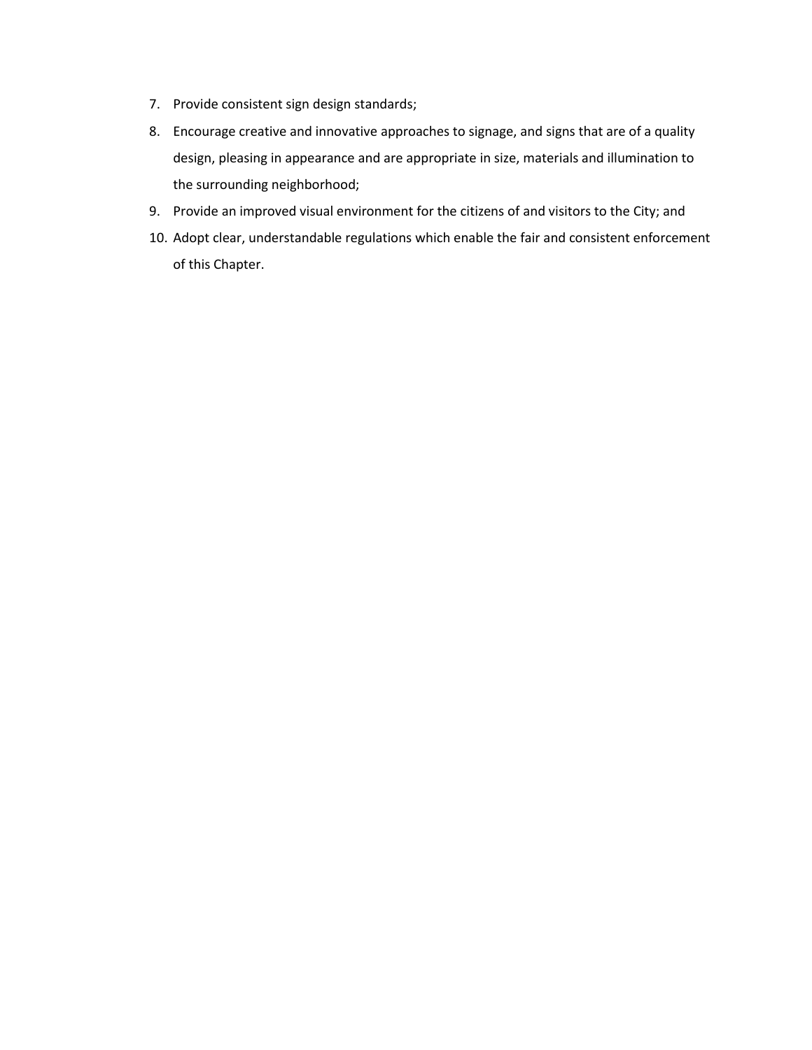7. Provide consistent sign design standards;
8. Encourage creative and innovative approaches to signage, and signs that are of a quality design, pleasing in appearance and are appropriate in size, materials and illumination to the surrounding neighborhood;
9. Provide an improved visual environment for the citizens of and visitors to the City; and
10. Adopt clear, understandable regulations which enable the fair and consistent enforcement of this Chapter.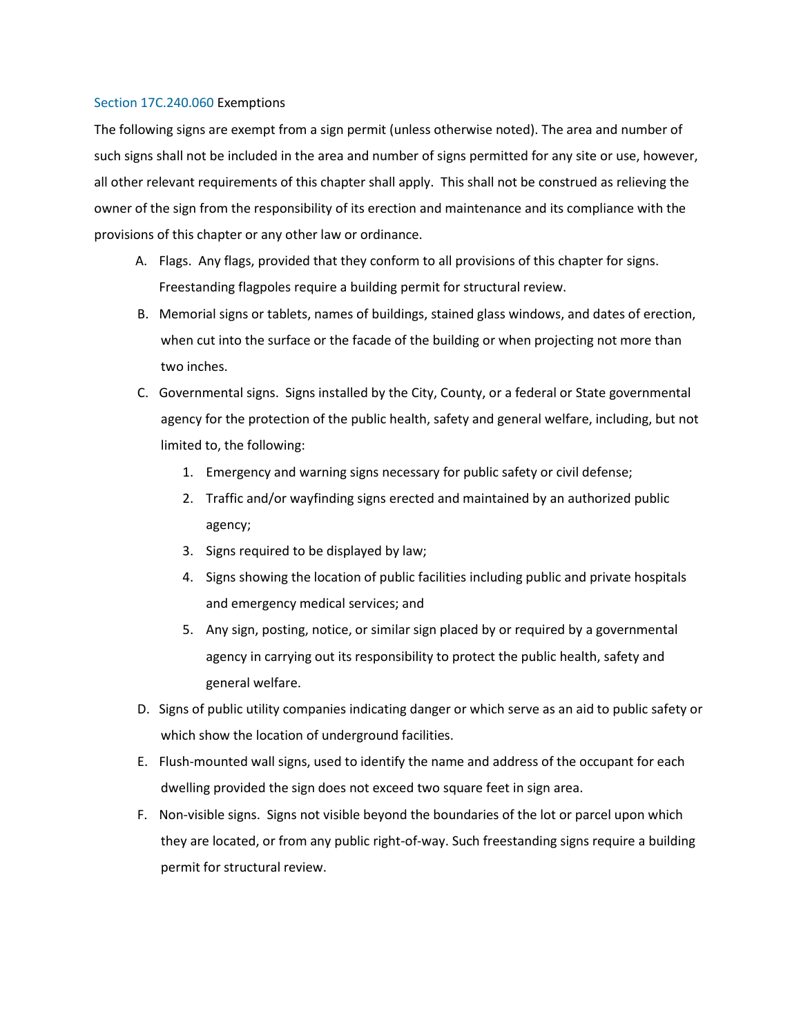Section 17C.240.060 Exemptions

The following signs are exempt from a sign permit (unless otherwise noted). The area and number of such signs shall not be included in the area and number of signs permitted for any site or use, however, all other relevant requirements of this chapter shall apply. This shall not be construed as relieving the owner of the sign from the responsibility of its erection and maintenance and its compliance with the provisions of this chapter or any other law or ordinance.

A. Flags. Any flags, provided that they conform to all provisions of this chapter for signs. Freestanding flagpoles require a building permit for structural review.

B. Memorial signs or tablets, names of buildings, stained glass windows, and dates of erection, when cut into the surface or the facade of the building or when projecting not more than two inches.

C. Governmental signs. Signs installed by the City, County, or a federal or State governmental agency for the protection of the public health, safety and general welfare, including, but not limited to, the following:

   1. Emergency and warning signs necessary for public safety or civil defense;
   2. Traffic and/or wayfinding signs erected and maintained by an authorized public agency;
   3. Signs required to be displayed by law;
   4. Signs showing the location of public facilities including public and private hospitals and emergency medical services; and
   5. Any sign, posting, notice, or similar sign placed by or required by a governmental agency in carrying out its responsibility to protect the public health, safety and general welfare.

D. Signs of public utility companies indicating danger or which serve as an aid to public safety or which show the location of underground facilities.

E. Flush-mounted wall signs, used to identify the name and address of the occupant for each dwelling provided the sign does not exceed two square feet in sign area.

F. Non-visible signs. Signs not visible beyond the boundaries of the lot or parcel upon which they are located, or from any public right-of-way. Such freestanding signs require a building permit for structural review.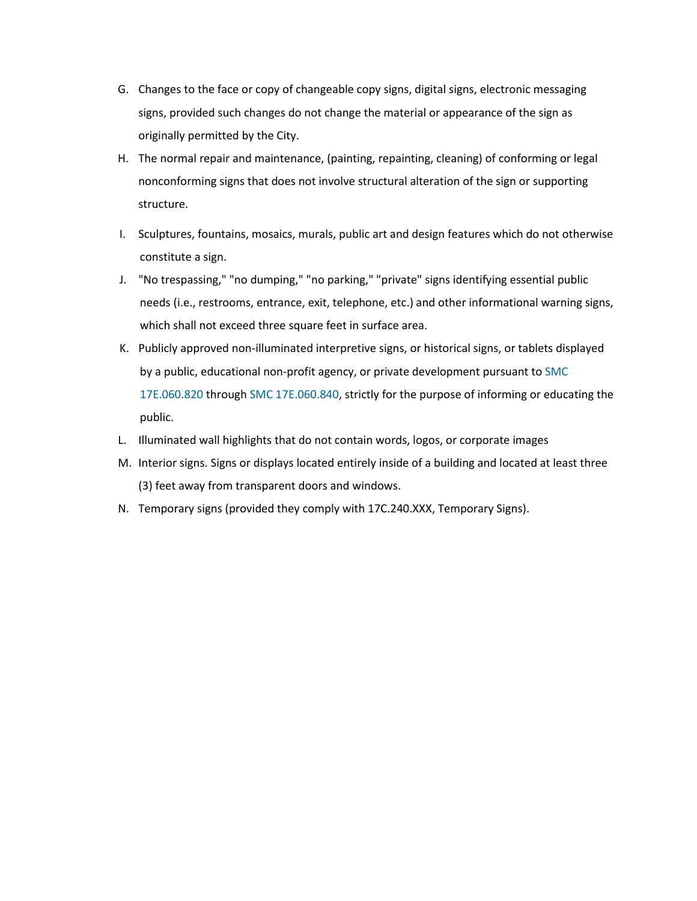G. Changes to the face or copy of changeable copy signs, digital signs, electronic messaging signs, provided such changes do not change the material or appearance of the sign as originally permitted by the City.

H. The normal repair and maintenance, (painting, repainting, cleaning) of conforming or legal nonconforming signs that does not involve structural alteration of the sign or supporting structure.

I. Sculptures, fountains, mosaics, murals, public art and design features which do not otherwise constitute a sign.

J. "No trespassing," "no dumping," "no parking," "private" signs identifying essential public needs (i.e., restrooms, entrance, exit, telephone, etc.) and other informational warning signs, which shall not exceed three square feet in surface area.

K. Publicly approved non-illuminated interpretive signs, or historical signs, or tablets displayed by a public, educational non-profit agency, or private development pursuant to SMC 17E.060.820 through SMC 17E.060.840, strictly for the purpose of informing or educating the public.

L. Illuminated wall highlights that do not contain words, logos, or corporate images

M. Interior signs. Signs or displays located entirely inside of a building and located at least three (3) feet away from transparent doors and windows.

N. Temporary signs (provided they comply with 17C.240.XXX, Temporary Signs).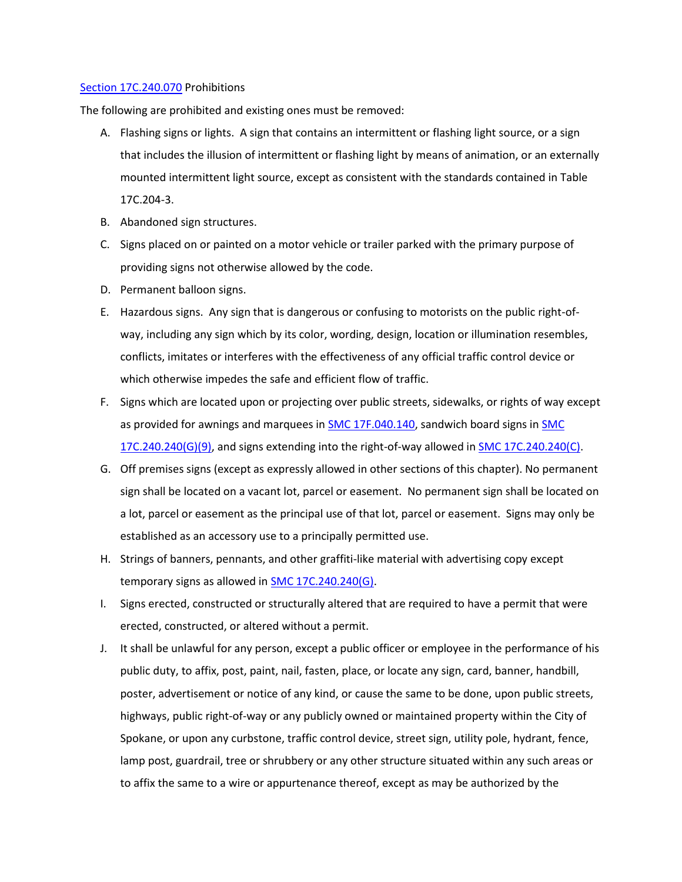[Section 17C.240.070](#) Prohibitions

The following are prohibited and existing ones must be removed:

A. Flashing signs or lights. A sign that contains an intermittent or flashing light source, or a sign that includes the illusion of intermittent or flashing light by means of animation, or an externally mounted intermittent light source, except as consistent with the standards contained in Table 17C.204-3.

B. Abandoned sign structures.

C. Signs placed on or painted on a motor vehicle or trailer parked with the primary purpose of providing signs not otherwise allowed by the code.

D. Permanent balloon signs.

E. Hazardous signs. Any sign that is dangerous or confusing to motorists on the public right-of-way, including any sign which by its color, wording, design, location or illumination resembles, conflicts, imitates or interferes with the effectiveness of any official traffic control device or which otherwise impedes the safe and efficient flow of traffic.

F. Signs which are located upon or projecting over public streets, sidewalks, or rights of way except as provided for awnings and marquees in SMC 17F.040.140, sandwich board signs in SMC 17C.240.240(G)(9), and signs extending into the right-of-way allowed in SMC 17C.240.240(C).

G. Off premises signs (except as expressly allowed in other sections of this chapter). No permanent sign shall be located on a vacant lot, parcel or easement. No permanent sign shall be located on a lot, parcel or easement as the principal use of that lot, parcel or easement. Signs may only be established as an accessory use to a principally permitted use.

H. Strings of banners, pennants, and other graffiti-like material with advertising copy except temporary signs as allowed in SMC 17C.240.240(G).

I. Signs erected, constructed or structurally altered that are required to have a permit that were erected, constructed, or altered without a permit.

J. It shall be unlawful for any person, except a public officer or employee in the performance of his public duty, to affix, post, paint, nail, fasten, place, or locate any sign, card, banner, handbill, poster, advertisement or notice of any kind, or cause the same to be done, upon public streets, highways, public right-of-way or any publicly owned or maintained property within the City of Spokane, or upon any curbstone, traffic control device, street sign, utility pole, hydrant, fence, lamp post, guardrail, tree or shrubbery or any other structure situated within any such areas or to affix the same to a wire or appurtenance thereof, except as may be authorized by the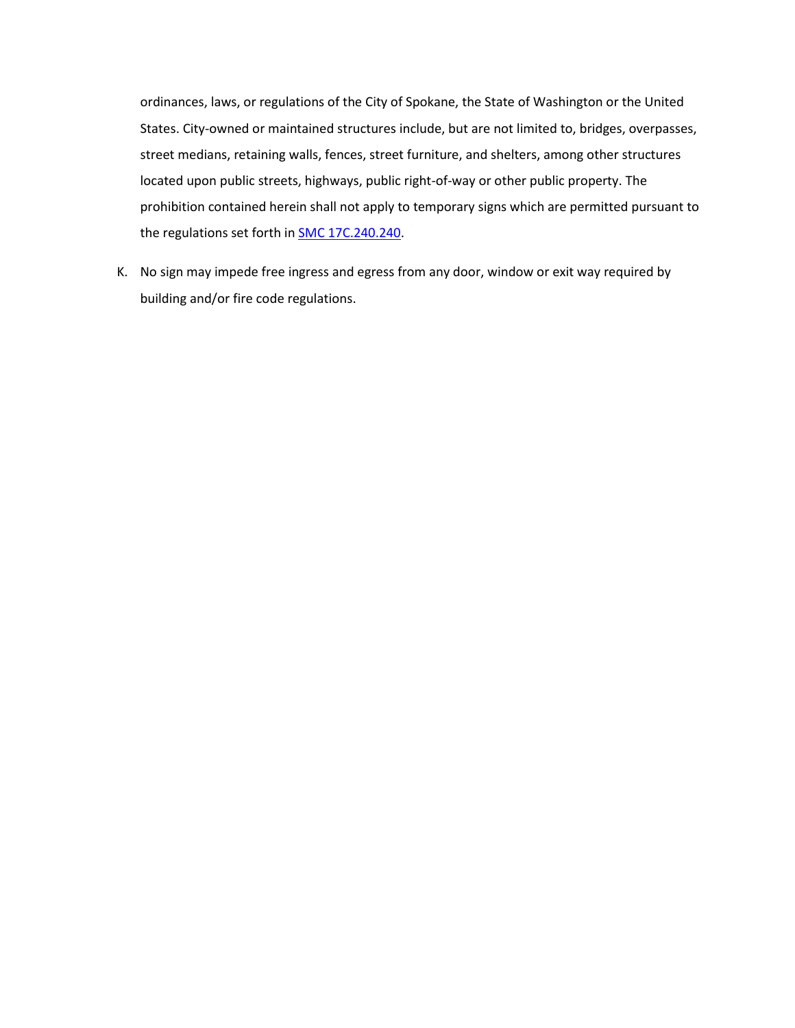ordinances, laws, or regulations of the City of Spokane, the State of Washington or the United States. City-owned or maintained structures include, but are not limited to, bridges, overpasses, street medians, retaining walls, fences, street furniture, and shelters, among other structures located upon public streets, highways, public right-of-way or other public property. The prohibition contained herein shall not apply to temporary signs which are permitted pursuant to the regulations set forth in [SMC 17C.240.240](SMC 17C.240.240).

K. No sign may impede free ingress and egress from any door, window or exit way required by building and/or fire code regulations.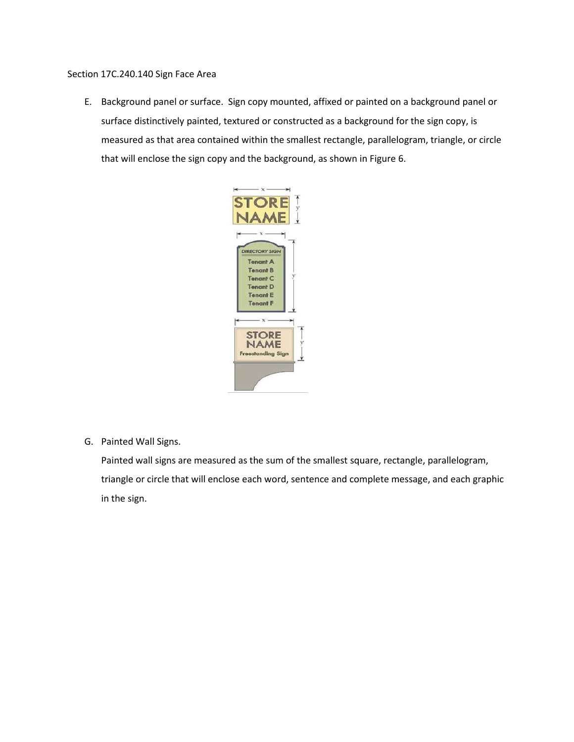Section 17C.240.140 Sign Face Area

E. Background panel or surface. Sign copy mounted, affixed or painted on a background panel or surface distinctively painted, textured or constructed as a background for the sign copy, is measured as that area contained within the smallest rectangle, parallelogram, triangle, or circle that will enclose the sign copy and the background, as shown in Figure 6.

G. Painted Wall Signs.
Painted wall signs are measured as the sum of the smallest square, rectangle, parallelogram, triangle or circle that will enclose each word, sentence and complete message, and each graphic in the sign.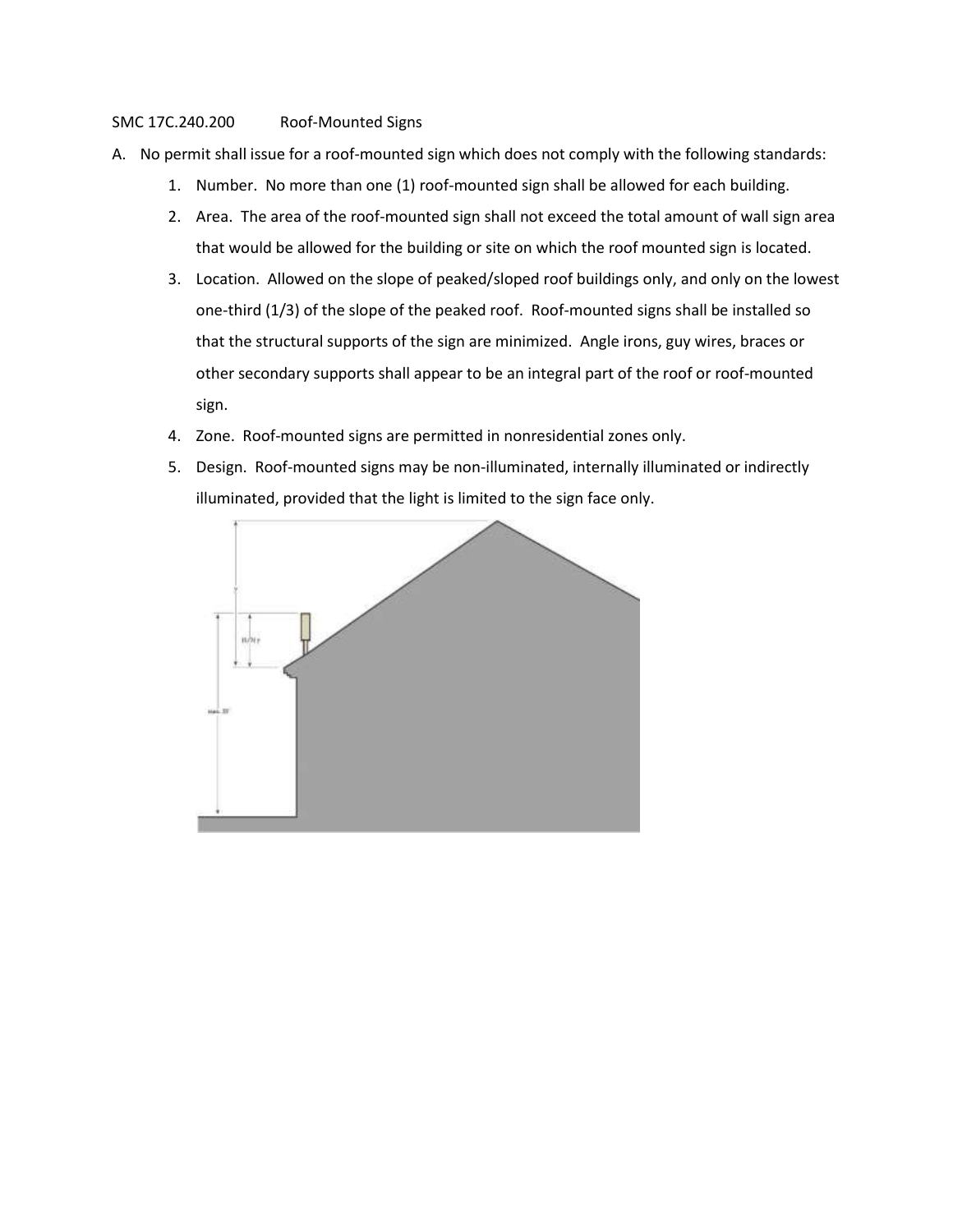SMC 17C.240.200 Roof-Mounted Signs

A. No permit shall issue for a roof-mounted sign which does not comply with the following standards:

   1. Number. No more than one (1) roof-mounted sign shall be allowed for each building.
   2. Area. The area of the roof-mounted sign shall not exceed the total amount of wall sign area that would be allowed for the building or site on which the roof mounted sign is located.
   3. Location. Allowed on the slope of peaked/sloped roof buildings only, and only on the lowest one-third (1/3) of the slope of the peaked roof. Roof-mounted signs shall be installed so that the structural supports of the sign are minimized. Angle irons, guy wires, braces or other secondary supports shall appear to be an integral part of the roof or roof-mounted sign.
   4. Zone. Roof-mounted signs are permitted in nonresidential zones only.
   5. Design. Roof-mounted signs may be non-illuminated, internally illuminated or indirectly illuminated, provided that the light is limited to the sign face only.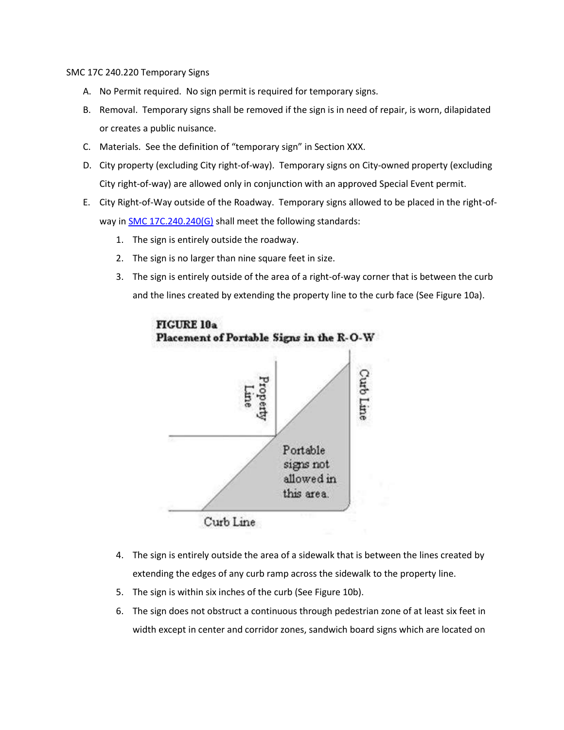SMC 17C 240.220 Temporary Signs

A. No Permit required. No sign permit is required for temporary signs.

B. Removal. Temporary signs shall be removed if the sign is in need of repair, is worn, dilapidated or creates a public nuisance.

C. Materials. See the definition of "temporary sign" in Section XXX.

D. City property (excluding City right-of-way). Temporary signs on City-owned property (excluding City right-of-way) are allowed only in conjunction with an approved Special Event permit.

E. City Right-of-Way outside of the Roadway. Temporary signs allowed to be placed in the right-of-way in SMC 17C.240.240(G) shall meet the following standards:

   1. The sign is entirely outside the roadway.
   2. The sign is no larger than nine square feet in size.
   3. The sign is entirely outside of the area of a right-of-way corner that is between the curb and the lines created by extending the property line to the curb face (See Figure 10a).

**FIGURE 10a**
**Placement of Portable Signs in the R-O-W**

   4. The sign is entirely outside the area of a sidewalk that is between the lines created by extending the edges of any curb ramp across the sidewalk to the property line.
   5. The sign is within six inches of the curb (See Figure 10b).
   6. The sign does not obstruct a continuous through pedestrian zone of at least six feet in width except in center and corridor zones, sandwich board signs which are located on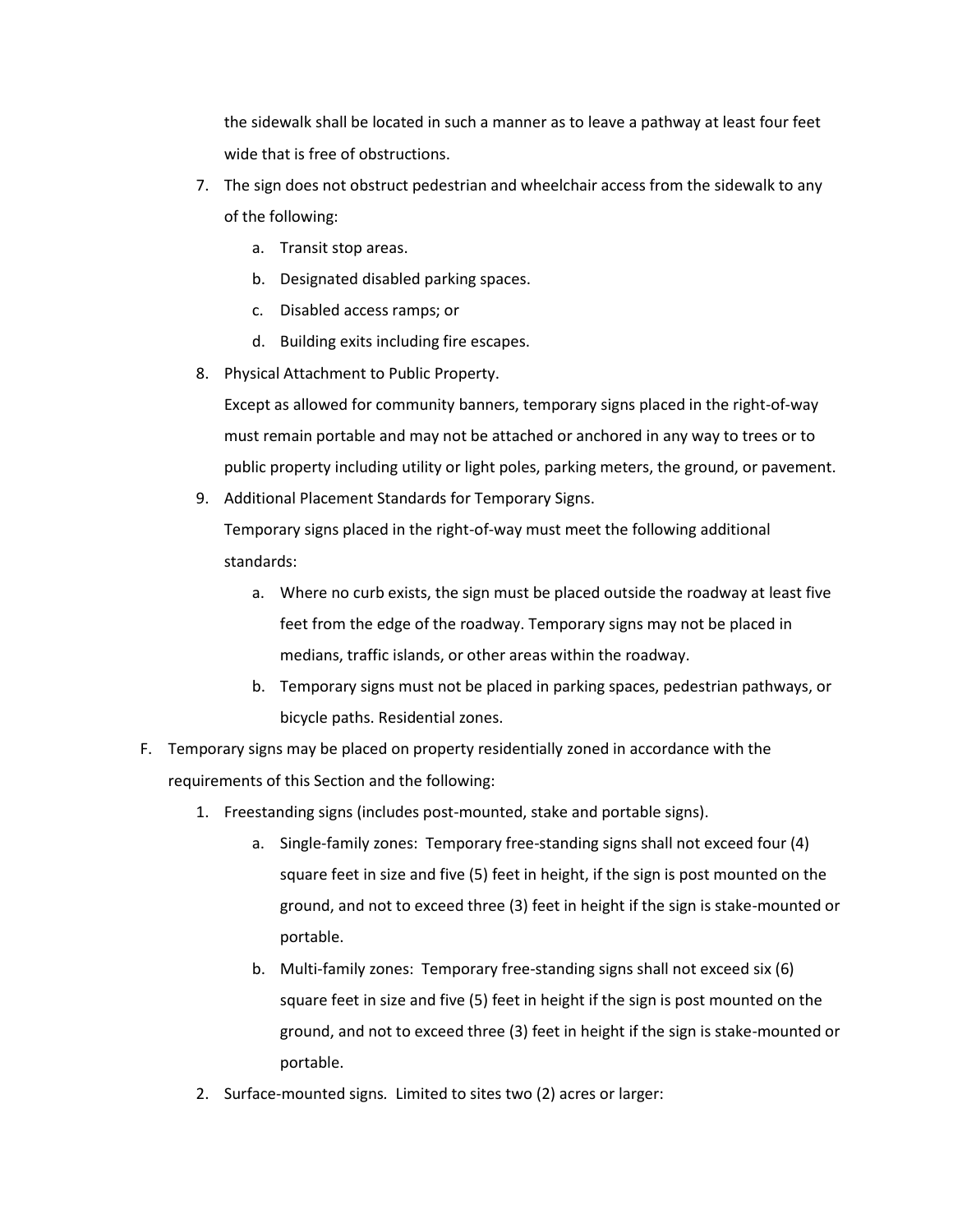the sidewalk shall be located in such a manner as to leave a pathway at least four feet wide that is free of obstructions.

7. The sign does not obstruct pedestrian and wheelchair access from the sidewalk to any of the following:
    a. Transit stop areas.
    b. Designated disabled parking spaces.
    c. Disabled access ramps; or
    d. Building exits including fire escapes.
8. Physical Attachment to Public Property.

    Except as allowed for community banners, temporary signs placed in the right-of-way must remain portable and may not be attached or anchored in any way to trees or to public property including utility or light poles, parking meters, the ground, or pavement.
9. Additional Placement Standards for Temporary Signs.

    Temporary signs placed in the right-of-way must meet the following additional standards:
    a. Where no curb exists, the sign must be placed outside the roadway at least five feet from the edge of the roadway. Temporary signs may not be placed in medians, traffic islands, or other areas within the roadway.
    b. Temporary signs must not be placed in parking spaces, pedestrian pathways, or bicycle paths. Residential zones.

F. Temporary signs may be placed on property residentially zoned in accordance with the requirements of this Section and the following:
1. Freestanding signs (includes post-mounted, stake and portable signs).
    a. Single-family zones: Temporary free-standing signs shall not exceed four (4) square feet in size and five (5) feet in height, if the sign is post mounted on the ground, and not to exceed three (3) feet in height if the sign is stake-mounted or portable.
    b. Multi-family zones: Temporary free-standing signs shall not exceed six (6) square feet in size and five (5) feet in height if the sign is post mounted on the ground, and not to exceed three (3) feet in height if the sign is stake-mounted or portable.
2. Surface-mounted signs*.* Limited to sites two (2) acres or larger: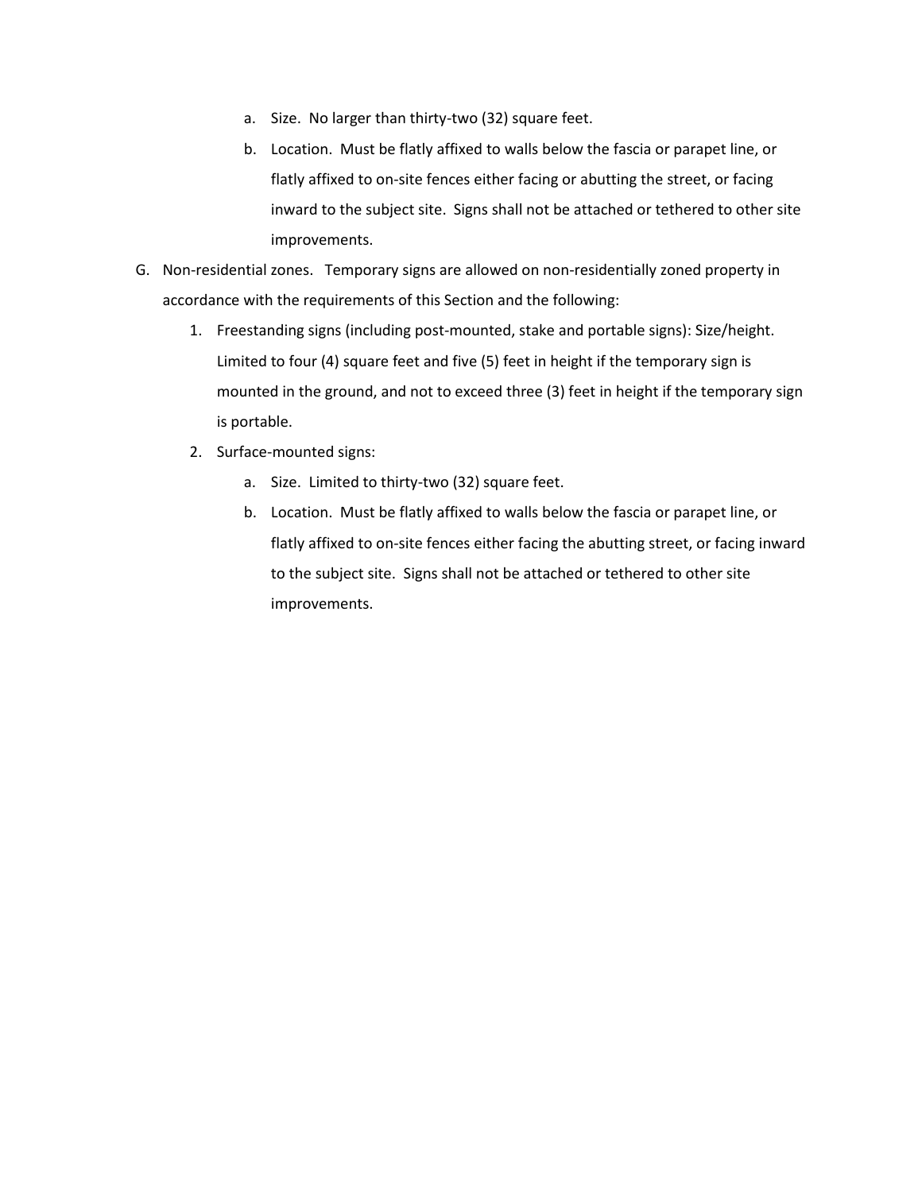a. Size. No larger than thirty-two (32) square feet.

b. Location. Must be flatly affixed to walls below the fascia or parapet line, or flatly affixed to on-site fences either facing or abutting the street, or facing inward to the subject site. Signs shall not be attached or tethered to other site improvements.

G. Non-residential zones. Temporary signs are allowed on non-residentially zoned property in accordance with the requirements of this Section and the following:

1. Freestanding signs (including post-mounted, stake and portable signs): Size/height. Limited to four (4) square feet and five (5) feet in height if the temporary sign is mounted in the ground, and not to exceed three (3) feet in height if the temporary sign is portable.

2. Surface-mounted signs:

   a. Size. Limited to thirty-two (32) square feet.

   b. Location. Must be flatly affixed to walls below the fascia or parapet line, or flatly affixed to on-site fences either facing the abutting street, or facing inward to the subject site. Signs shall not be attached or tethered to other site improvements.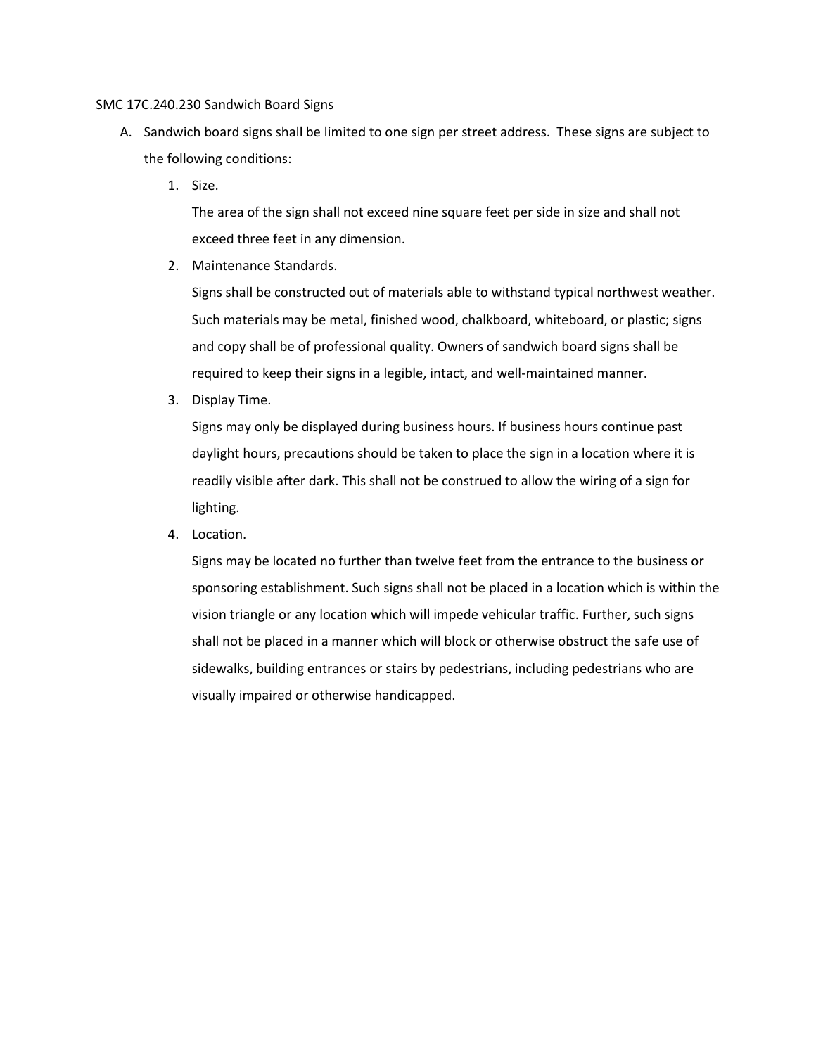SMC 17C.240.230 Sandwich Board Signs

A. Sandwich board signs shall be limited to one sign per street address. These signs are subject to the following conditions:

   1. Size.

      The area of the sign shall not exceed nine square feet per side in size and shall not exceed three feet in any dimension.

   2. Maintenance Standards.

      Signs shall be constructed out of materials able to withstand typical northwest weather. Such materials may be metal, finished wood, chalkboard, whiteboard, or plastic; signs and copy shall be of professional quality. Owners of sandwich board signs shall be required to keep their signs in a legible, intact, and well-maintained manner.

   3. Display Time.

      Signs may only be displayed during business hours. If business hours continue past daylight hours, precautions should be taken to place the sign in a location where it is readily visible after dark. This shall not be construed to allow the wiring of a sign for lighting.

   4. Location.

      Signs may be located no further than twelve feet from the entrance to the business or sponsoring establishment. Such signs shall not be placed in a location which is within the vision triangle or any location which will impede vehicular traffic. Further, such signs shall not be placed in a manner which will block or otherwise obstruct the safe use of sidewalks, building entrances or stairs by pedestrians, including pedestrians who are visually impaired or otherwise handicapped.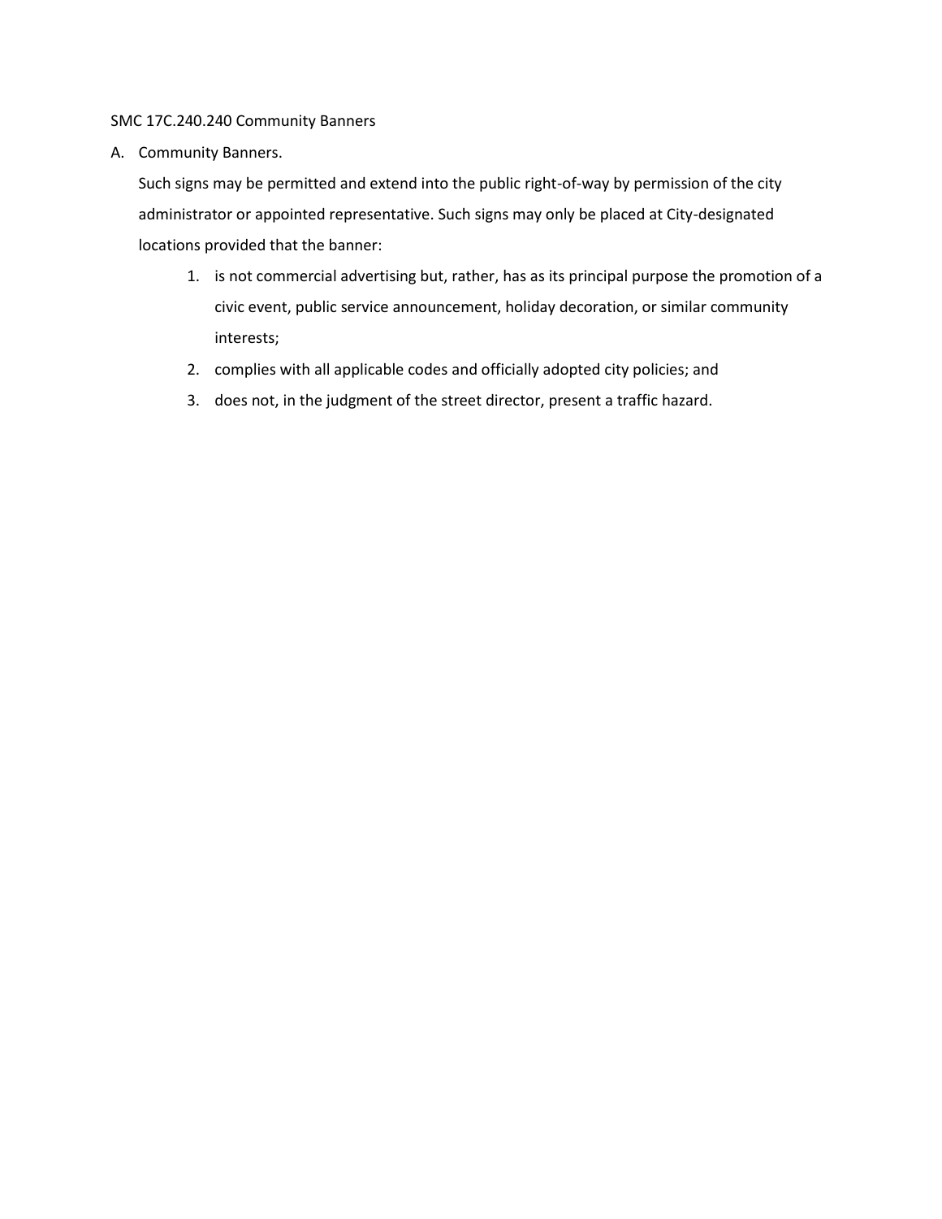SMC 17C.240.240 Community Banners

A. Community Banners.

   Such signs may be permitted and extend into the public right-of-way by permission of the city administrator or appointed representative. Such signs may only be placed at City-designated locations provided that the banner:

   1. is not commercial advertising but, rather, has as its principal purpose the promotion of a civic event, public service announcement, holiday decoration, or similar community interests;
   2. complies with all applicable codes and officially adopted city policies; and
   3. does not, in the judgment of the street director, present a traffic hazard.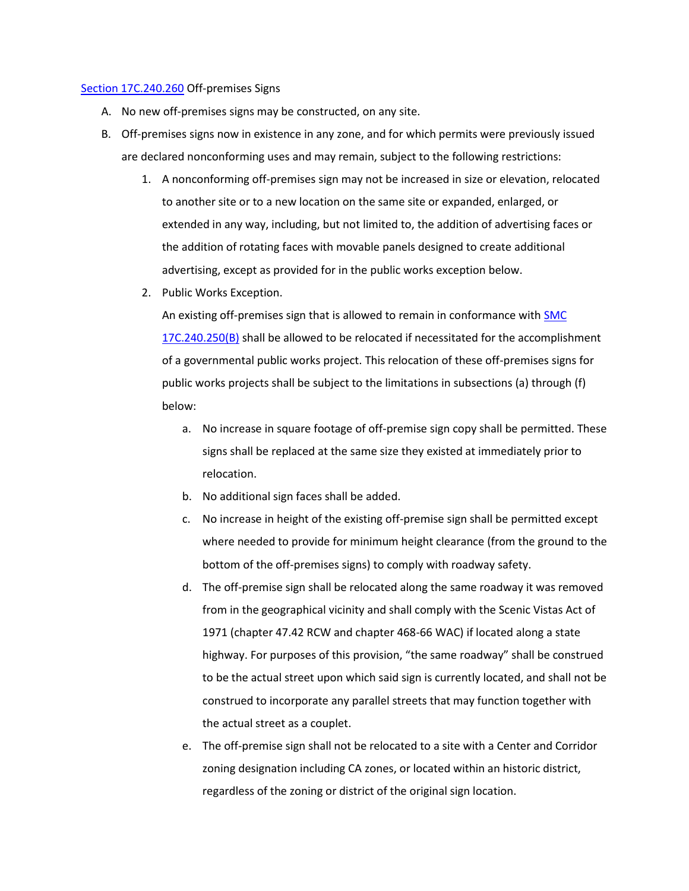[Section 17C.240.260](#) Off-premises Signs

A. No new off-premises signs may be constructed, on any site.

B. Off-premises signs now in existence in any zone, and for which permits were previously issued are declared nonconforming uses and may remain, subject to the following restrictions:

   1. A nonconforming off-premises sign may not be increased in size or elevation, relocated to another site or to a new location on the same site or expanded, enlarged, or extended in any way, including, but not limited to, the addition of advertising faces or the addition of rotating faces with movable panels designed to create additional advertising, except as provided for in the public works exception below.

   2. Public Works Exception.

      An existing off-premises sign that is allowed to remain in conformance with [SMC 17C.240.250(B)](#) shall be allowed to be relocated if necessitated for the accomplishment of a governmental public works project. This relocation of these off-premises signs for public works projects shall be subject to the limitations in subsections (a) through (f) below:

      a. No increase in square footage of off-premise sign copy shall be permitted. These signs shall be replaced at the same size they existed at immediately prior to relocation.

      b. No additional sign faces shall be added.

      c. No increase in height of the existing off-premise sign shall be permitted except where needed to provide for minimum height clearance (from the ground to the bottom of the off-premises signs) to comply with roadway safety.

      d. The off-premise sign shall be relocated along the same roadway it was removed from in the geographical vicinity and shall comply with the Scenic Vistas Act of 1971 (chapter 47.42 RCW and chapter 468-66 WAC) if located along a state highway. For purposes of this provision, "the same roadway" shall be construed to be the actual street upon which said sign is currently located, and shall not be construed to incorporate any parallel streets that may function together with the actual street as a couplet.

      e. The off-premise sign shall not be relocated to a site with a Center and Corridor zoning designation including CA zones, or located within an historic district, regardless of the zoning or district of the original sign location.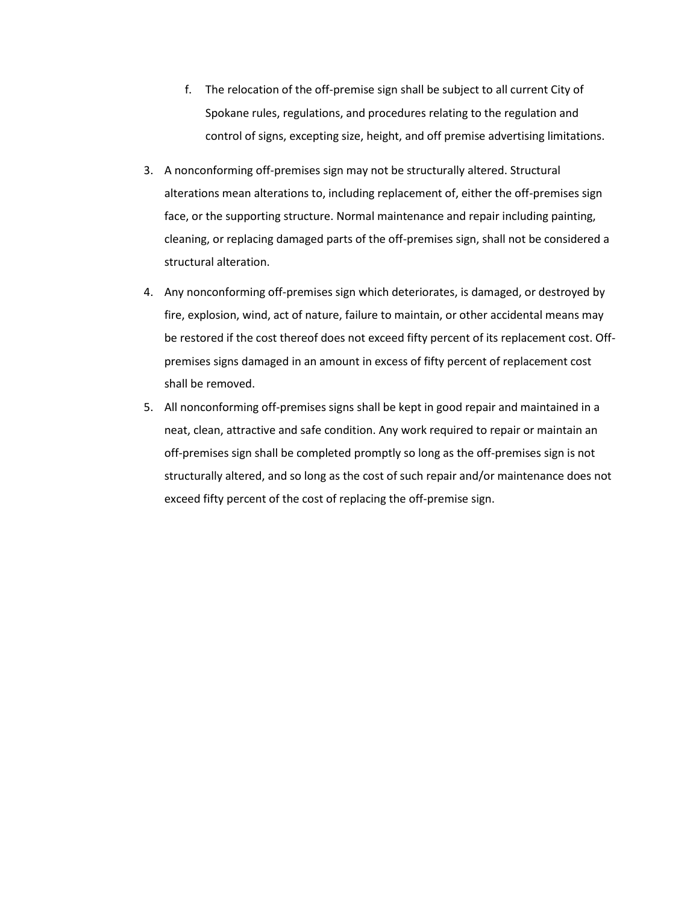f. The relocation of the off-premise sign shall be subject to all current City of Spokane rules, regulations, and procedures relating to the regulation and control of signs, excepting size, height, and off premise advertising limitations.

3. A nonconforming off-premises sign may not be structurally altered. Structural alterations mean alterations to, including replacement of, either the off-premises sign face, or the supporting structure. Normal maintenance and repair including painting, cleaning, or replacing damaged parts of the off-premises sign, shall not be considered a structural alteration.
4. Any nonconforming off-premises sign which deteriorates, is damaged, or destroyed by fire, explosion, wind, act of nature, failure to maintain, or other accidental means may be restored if the cost thereof does not exceed fifty percent of its replacement cost. Off-premises signs damaged in an amount in excess of fifty percent of replacement cost shall be removed.
5. All nonconforming off-premises signs shall be kept in good repair and maintained in a neat, clean, attractive and safe condition. Any work required to repair or maintain an off-premises sign shall be completed promptly so long as the off-premises sign is not structurally altered, and so long as the cost of such repair and/or maintenance does not exceed fifty percent of the cost of replacing the off-premise sign.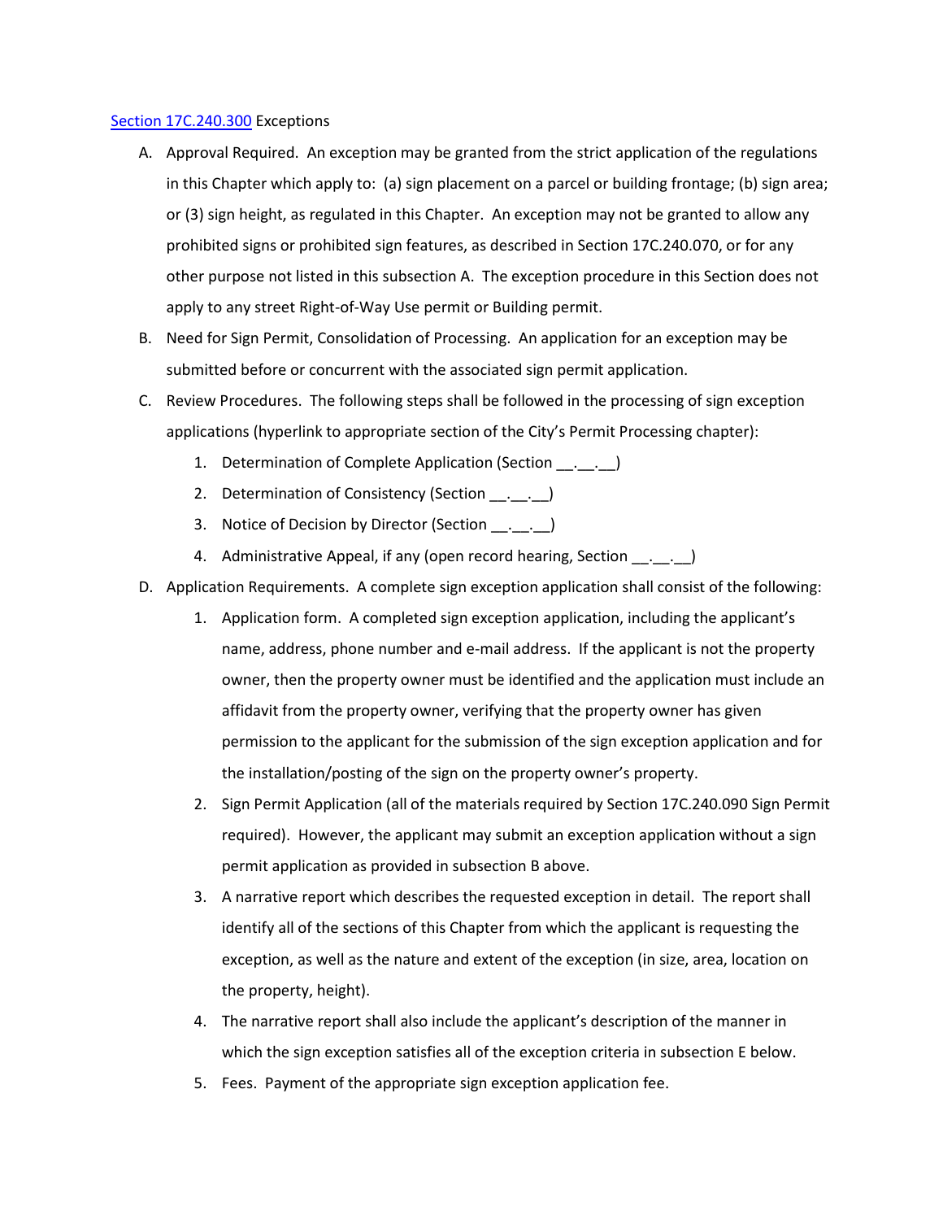[Section 17C.240.300](#) Exceptions

A. Approval Required. An exception may be granted from the strict application of the regulations in this Chapter which apply to: (a) sign placement on a parcel or building frontage; (b) sign area; or (3) sign height, as regulated in this Chapter. An exception may not be granted to allow any prohibited signs or prohibited sign features, as described in Section 17C.240.070, or for any other purpose not listed in this subsection A. The exception procedure in this Section does not apply to any street Right-of-Way Use permit or Building permit.

B. Need for Sign Permit, Consolidation of Processing. An application for an exception may be submitted before or concurrent with the associated sign permit application.

C. Review Procedures. The following steps shall be followed in the processing of sign exception applications (hyperlink to appropriate section of the City's Permit Processing chapter):

   1. Determination of Complete Application (Section __.__.__)
   2. Determination of Consistency (Section __.__.__)
   3. Notice of Decision by Director (Section __.__.__)
   4. Administrative Appeal, if any (open record hearing, Section __.__.__)

D. Application Requirements. A complete sign exception application shall consist of the following:

   1. Application form. A completed sign exception application, including the applicant's name, address, phone number and e-mail address. If the applicant is not the property owner, then the property owner must be identified and the application must include an affidavit from the property owner, verifying that the property owner has given permission to the applicant for the submission of the sign exception application and for the installation/posting of the sign on the property owner's property.
   2. Sign Permit Application (all of the materials required by Section 17C.240.090 Sign Permit required). However, the applicant may submit an exception application without a sign permit application as provided in subsection B above.
   3. A narrative report which describes the requested exception in detail. The report shall identify all of the sections of this Chapter from which the applicant is requesting the exception, as well as the nature and extent of the exception (in size, area, location on the property, height).
   4. The narrative report shall also include the applicant's description of the manner in which the sign exception satisfies all of the exception criteria in subsection E below.
   5. Fees. Payment of the appropriate sign exception application fee.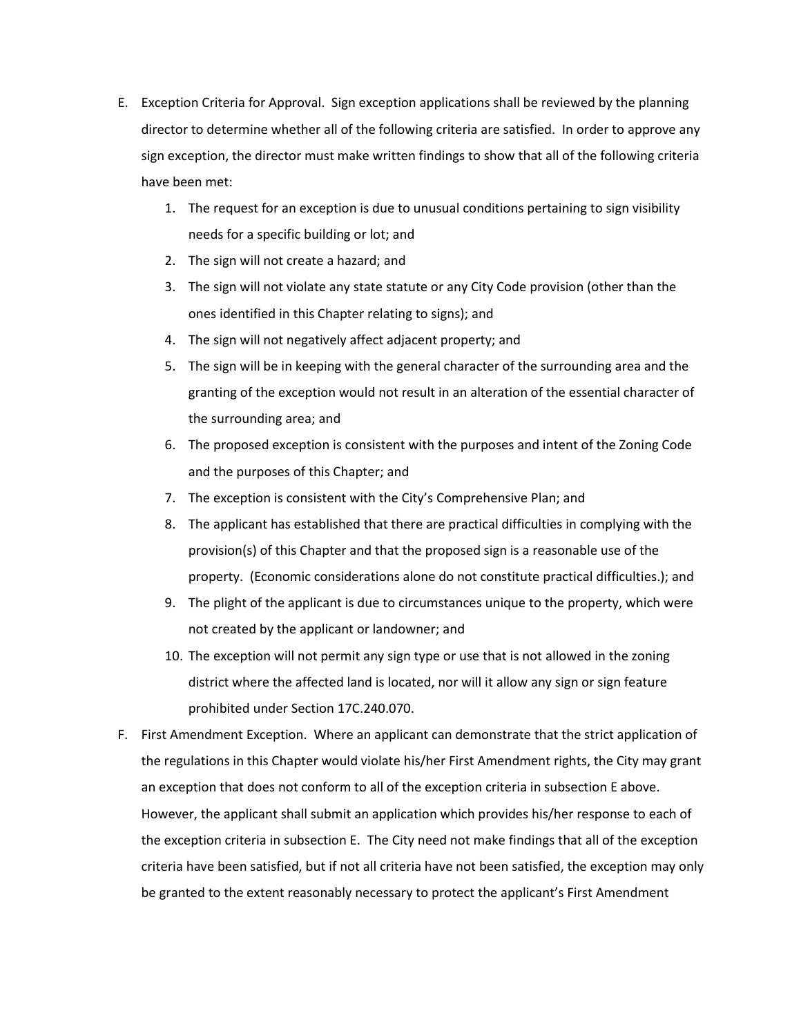E. Exception Criteria for Approval. Sign exception applications shall be reviewed by the planning director to determine whether all of the following criteria are satisfied. In order to approve any sign exception, the director must make written findings to show that all of the following criteria have been met:

   1. The request for an exception is due to unusual conditions pertaining to sign visibility needs for a specific building or lot; and
   2. The sign will not create a hazard; and
   3. The sign will not violate any state statute or any City Code provision (other than the ones identified in this Chapter relating to signs); and
   4. The sign will not negatively affect adjacent property; and
   5. The sign will be in keeping with the general character of the surrounding area and the granting of the exception would not result in an alteration of the essential character of the surrounding area; and
   6. The proposed exception is consistent with the purposes and intent of the Zoning Code and the purposes of this Chapter; and
   7. The exception is consistent with the City's Comprehensive Plan; and
   8. The applicant has established that there are practical difficulties in complying with the provision(s) of this Chapter and that the proposed sign is a reasonable use of the property. (Economic considerations alone do not constitute practical difficulties.); and
   9. The plight of the applicant is due to circumstances unique to the property, which were not created by the applicant or landowner; and
   10. The exception will not permit any sign type or use that is not allowed in the zoning district where the affected land is located, nor will it allow any sign or sign feature prohibited under Section 17C.240.070.

F. First Amendment Exception. Where an applicant can demonstrate that the strict application of the regulations in this Chapter would violate his/her First Amendment rights, the City may grant an exception that does not conform to all of the exception criteria in subsection E above. However, the applicant shall submit an application which provides his/her response to each of the exception criteria in subsection E. The City need not make findings that all of the exception criteria have been satisfied, but if not all criteria have not been satisfied, the exception may only be granted to the extent reasonably necessary to protect the applicant's First Amendment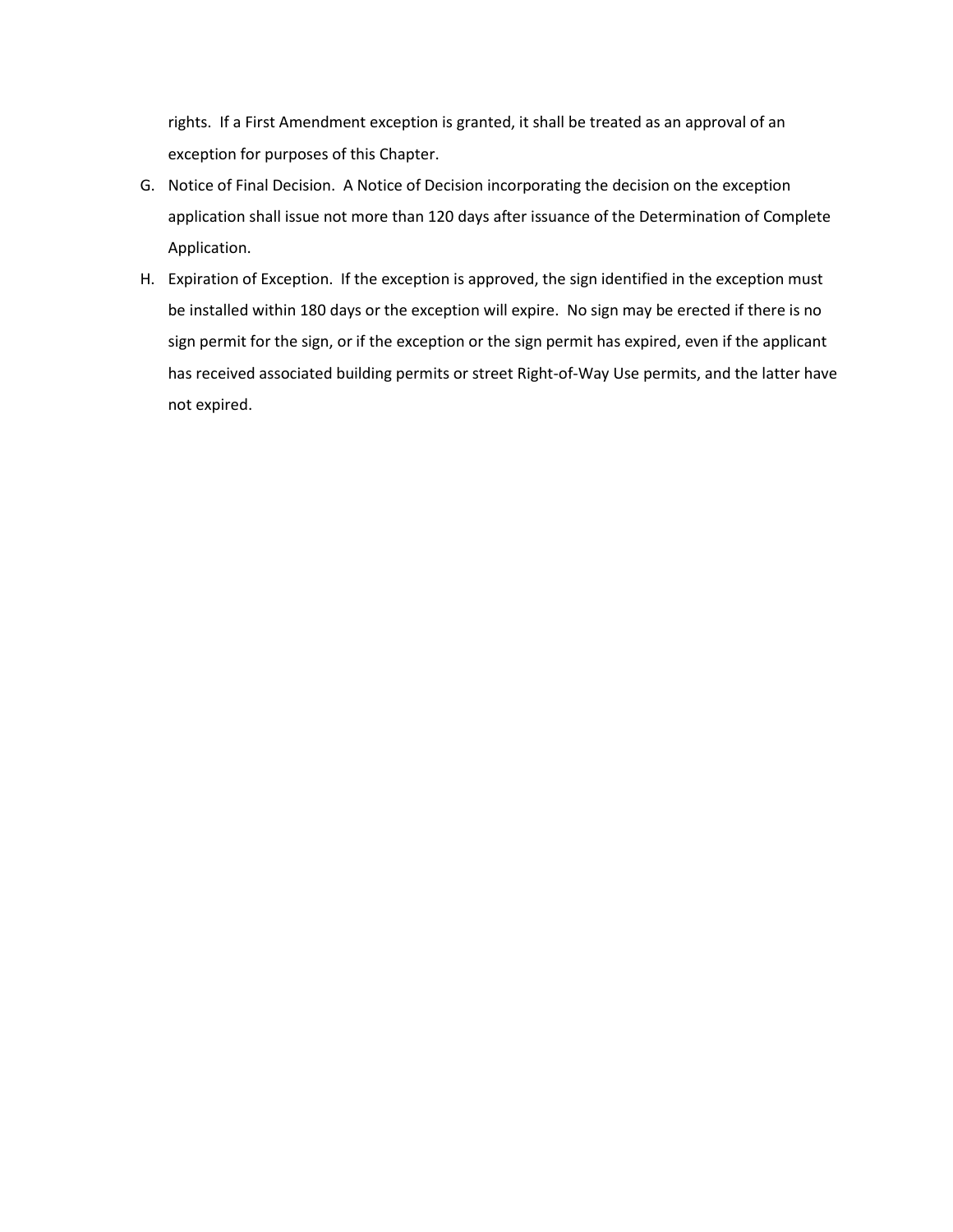rights. If a First Amendment exception is granted, it shall be treated as an approval of an exception for purposes of this Chapter.

G. Notice of Final Decision. A Notice of Decision incorporating the decision on the exception application shall issue not more than 120 days after issuance of the Determination of Complete Application.

H. Expiration of Exception. If the exception is approved, the sign identified in the exception must be installed within 180 days or the exception will expire. No sign may be erected if there is no sign permit for the sign, or if the exception or the sign permit has expired, even if the applicant has received associated building permits or street Right-of-Way Use permits, and the latter have not expired.